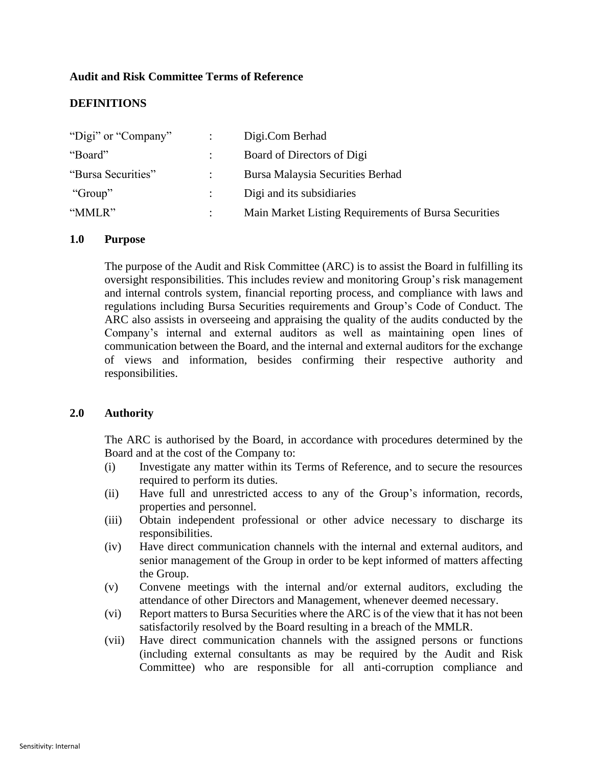**Audit and Risk Committee Terms of Reference**

**DEFINITIONS**

| | | |
|---|---|---|
| "Digi" or "Company" | : | Digi.Com Berhad |
| "Board" | : | Board of Directors of Digi |
| "Bursa Securities" | : | Bursa Malaysia Securities Berhad |
| "Group" | : | Digi and its subsidiaries |
| "MMLR" | : | Main Market Listing Requirements of Bursa Securities |

## 1.0 Purpose

The purpose of the Audit and Risk Committee (ARC) is to assist the Board in fulfilling its oversight responsibilities. This includes review and monitoring Group's risk management and internal controls system, financial reporting process, and compliance with laws and regulations including Bursa Securities requirements and Group's Code of Conduct. The ARC also assists in overseeing and appraising the quality of the audits conducted by the Company's internal and external auditors as well as maintaining open lines of communication between the Board, and the internal and external auditors for the exchange of views and information, besides confirming their respective authority and responsibilities.

## 2.0 Authority

The ARC is authorised by the Board, in accordance with procedures determined by the Board and at the cost of the Company to:

(i) Investigate any matter within its Terms of Reference, and to secure the resources required to perform its duties.

(ii) Have full and unrestricted access to any of the Group's information, records, properties and personnel.

(iii) Obtain independent professional or other advice necessary to discharge its responsibilities.

(iv) Have direct communication channels with the internal and external auditors, and senior management of the Group in order to be kept informed of matters affecting the Group.

(v) Convene meetings with the internal and/or external auditors, excluding the attendance of other Directors and Management, whenever deemed necessary.

(vi) Report matters to Bursa Securities where the ARC is of the view that it has not been satisfactorily resolved by the Board resulting in a breach of the MMLR.

(vii) Have direct communication channels with the assigned persons or functions (including external consultants as may be required by the Audit and Risk Committee) who are responsible for all anti-corruption compliance and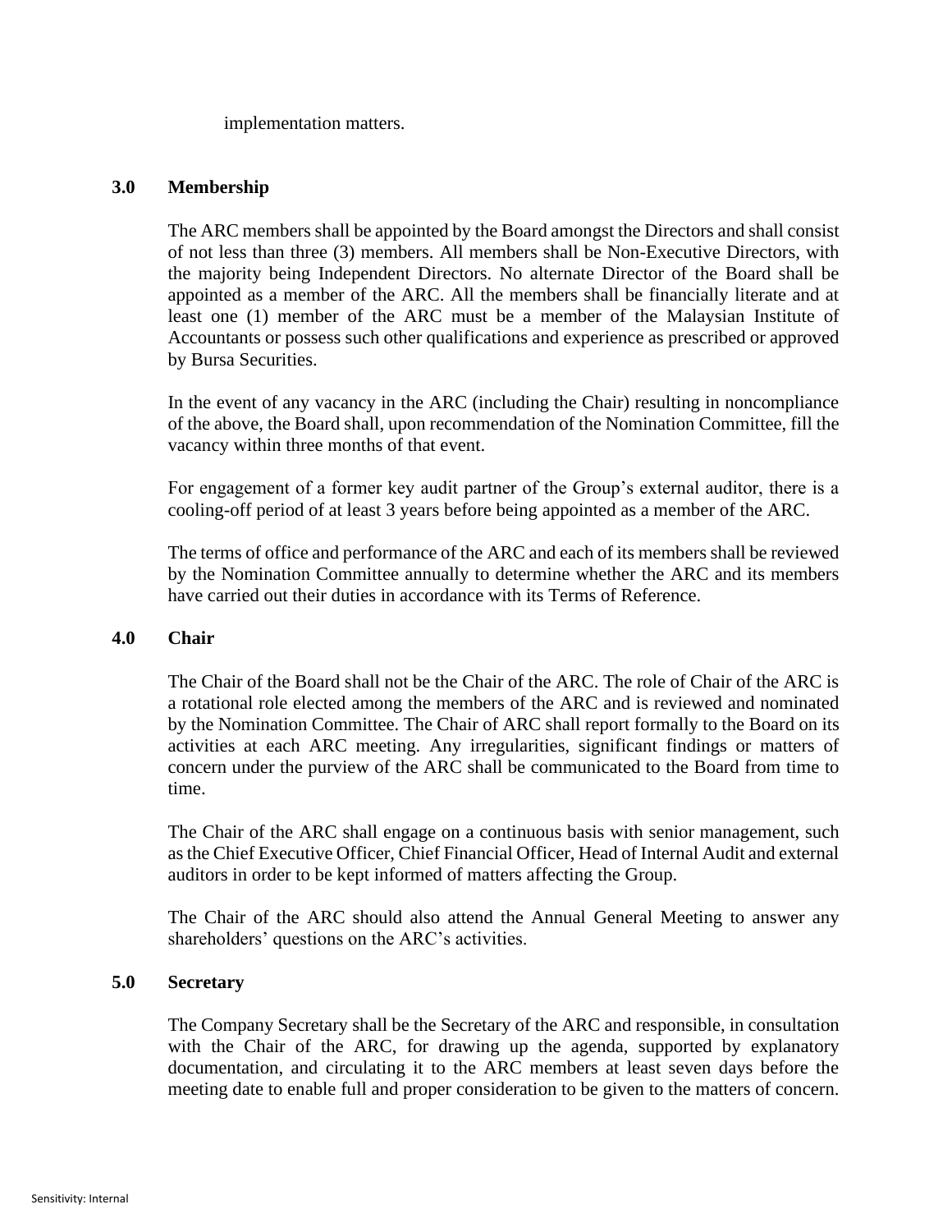implementation matters.

## 3.0 Membership

The ARC members shall be appointed by the Board amongst the Directors and shall consist of not less than three (3) members. All members shall be Non-Executive Directors, with the majority being Independent Directors. No alternate Director of the Board shall be appointed as a member of the ARC. All the members shall be financially literate and at least one (1) member of the ARC must be a member of the Malaysian Institute of Accountants or possess such other qualifications and experience as prescribed or approved by Bursa Securities.

In the event of any vacancy in the ARC (including the Chair) resulting in noncompliance of the above, the Board shall, upon recommendation of the Nomination Committee, fill the vacancy within three months of that event.

For engagement of a former key audit partner of the Group's external auditor, there is a cooling-off period of at least 3 years before being appointed as a member of the ARC.

The terms of office and performance of the ARC and each of its members shall be reviewed by the Nomination Committee annually to determine whether the ARC and its members have carried out their duties in accordance with its Terms of Reference.

## 4.0 Chair

The Chair of the Board shall not be the Chair of the ARC. The role of Chair of the ARC is a rotational role elected among the members of the ARC and is reviewed and nominated by the Nomination Committee. The Chair of ARC shall report formally to the Board on its activities at each ARC meeting. Any irregularities, significant findings or matters of concern under the purview of the ARC shall be communicated to the Board from time to time.

The Chair of the ARC shall engage on a continuous basis with senior management, such as the Chief Executive Officer, Chief Financial Officer, Head of Internal Audit and external auditors in order to be kept informed of matters affecting the Group.

The Chair of the ARC should also attend the Annual General Meeting to answer any shareholders' questions on the ARC's activities.

## 5.0 Secretary

The Company Secretary shall be the Secretary of the ARC and responsible, in consultation with the Chair of the ARC, for drawing up the agenda, supported by explanatory documentation, and circulating it to the ARC members at least seven days before the meeting date to enable full and proper consideration to be given to the matters of concern.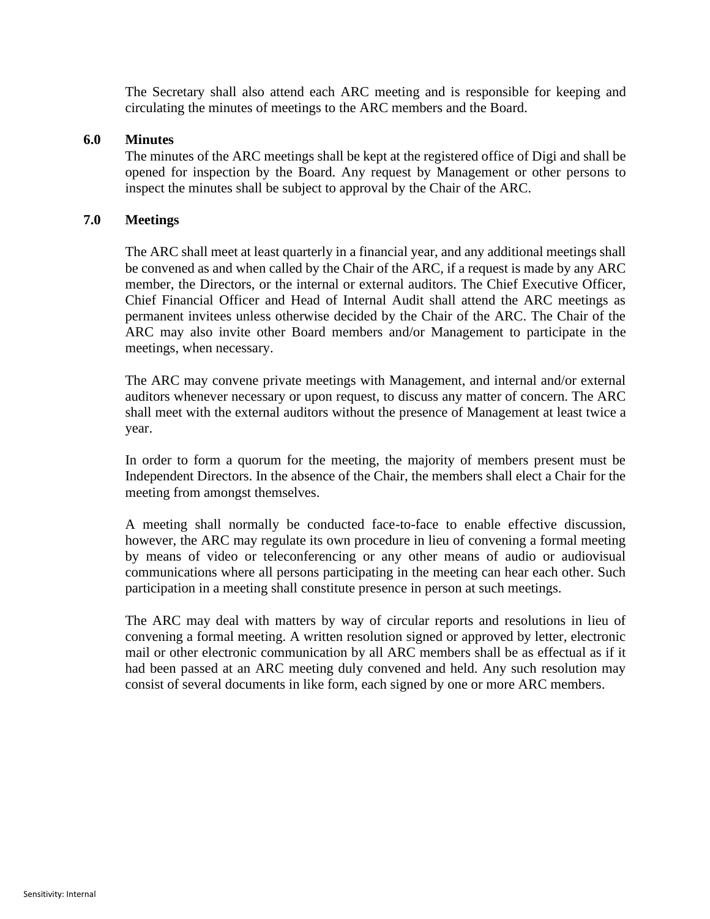The Secretary shall also attend each ARC meeting and is responsible for keeping and circulating the minutes of meetings to the ARC members and the Board.

## 6.0 Minutes

The minutes of the ARC meetings shall be kept at the registered office of Digi and shall be opened for inspection by the Board. Any request by Management or other persons to inspect the minutes shall be subject to approval by the Chair of the ARC.

## 7.0 Meetings

The ARC shall meet at least quarterly in a financial year, and any additional meetings shall be convened as and when called by the Chair of the ARC, if a request is made by any ARC member, the Directors, or the internal or external auditors. The Chief Executive Officer, Chief Financial Officer and Head of Internal Audit shall attend the ARC meetings as permanent invitees unless otherwise decided by the Chair of the ARC. The Chair of the ARC may also invite other Board members and/or Management to participate in the meetings, when necessary.

The ARC may convene private meetings with Management, and internal and/or external auditors whenever necessary or upon request, to discuss any matter of concern. The ARC shall meet with the external auditors without the presence of Management at least twice a year.

In order to form a quorum for the meeting, the majority of members present must be Independent Directors. In the absence of the Chair, the members shall elect a Chair for the meeting from amongst themselves.

A meeting shall normally be conducted face-to-face to enable effective discussion, however, the ARC may regulate its own procedure in lieu of convening a formal meeting by means of video or teleconferencing or any other means of audio or audiovisual communications where all persons participating in the meeting can hear each other. Such participation in a meeting shall constitute presence in person at such meetings.

The ARC may deal with matters by way of circular reports and resolutions in lieu of convening a formal meeting. A written resolution signed or approved by letter, electronic mail or other electronic communication by all ARC members shall be as effectual as if it had been passed at an ARC meeting duly convened and held. Any such resolution may consist of several documents in like form, each signed by one or more ARC members.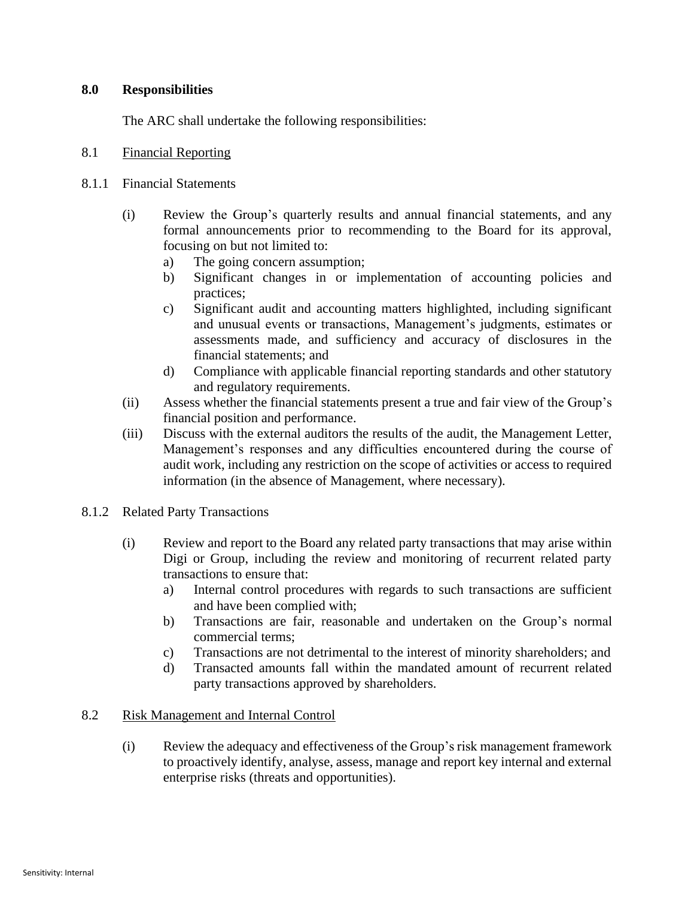## 8.0 Responsibilities

The ARC shall undertake the following responsibilities:

### 8.1 Financial Reporting

#### 8.1.1 Financial Statements

(i) Review the Group's quarterly results and annual financial statements, and any formal announcements prior to recommending to the Board for its approval, focusing on but not limited to:
   a) The going concern assumption;
   b) Significant changes in or implementation of accounting policies and practices;
   c) Significant audit and accounting matters highlighted, including significant and unusual events or transactions, Management's judgments, estimates or assessments made, and sufficiency and accuracy of disclosures in the financial statements; and
   d) Compliance with applicable financial reporting standards and other statutory and regulatory requirements.

(ii) Assess whether the financial statements present a true and fair view of the Group's financial position and performance.

(iii) Discuss with the external auditors the results of the audit, the Management Letter, Management's responses and any difficulties encountered during the course of audit work, including any restriction on the scope of activities or access to required information (in the absence of Management, where necessary).

#### 8.1.2 Related Party Transactions

(i) Review and report to the Board any related party transactions that may arise within Digi or Group, including the review and monitoring of recurrent related party transactions to ensure that:
   a) Internal control procedures with regards to such transactions are sufficient and have been complied with;
   b) Transactions are fair, reasonable and undertaken on the Group's normal commercial terms;
   c) Transactions are not detrimental to the interest of minority shareholders; and
   d) Transacted amounts fall within the mandated amount of recurrent related party transactions approved by shareholders.

### 8.2 Risk Management and Internal Control

(i) Review the adequacy and effectiveness of the Group's risk management framework to proactively identify, analyse, assess, manage and report key internal and external enterprise risks (threats and opportunities).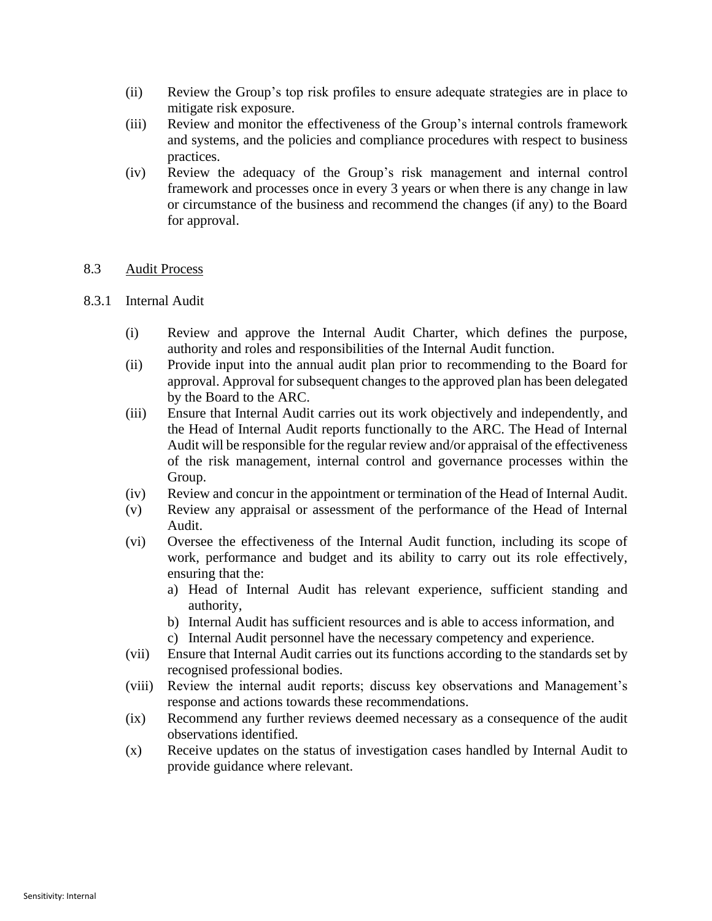(ii) Review the Group's top risk profiles to ensure adequate strategies are in place to mitigate risk exposure.

(iii) Review and monitor the effectiveness of the Group's internal controls framework and systems, and the policies and compliance procedures with respect to business practices.

(iv) Review the adequacy of the Group's risk management and internal control framework and processes once in every 3 years or when there is any change in law or circumstance of the business and recommend the changes (if any) to the Board for approval.

8.3 <u>Audit Process</u>

8.3.1 Internal Audit

(i) Review and approve the Internal Audit Charter, which defines the purpose, authority and roles and responsibilities of the Internal Audit function.

(ii) Provide input into the annual audit plan prior to recommending to the Board for approval. Approval for subsequent changes to the approved plan has been delegated by the Board to the ARC.

(iii) Ensure that Internal Audit carries out its work objectively and independently, and the Head of Internal Audit reports functionally to the ARC. The Head of Internal Audit will be responsible for the regular review and/or appraisal of the effectiveness of the risk management, internal control and governance processes within the Group.

(iv) Review and concur in the appointment or termination of the Head of Internal Audit.

(v) Review any appraisal or assessment of the performance of the Head of Internal Audit.

(vi) Oversee the effectiveness of the Internal Audit function, including its scope of work, performance and budget and its ability to carry out its role effectively, ensuring that the:
   a) Head of Internal Audit has relevant experience, sufficient standing and authority,
   b) Internal Audit has sufficient resources and is able to access information, and
   c) Internal Audit personnel have the necessary competency and experience.

(vii) Ensure that Internal Audit carries out its functions according to the standards set by recognised professional bodies.

(viii) Review the internal audit reports; discuss key observations and Management's response and actions towards these recommendations.

(ix) Recommend any further reviews deemed necessary as a consequence of the audit observations identified.

(x) Receive updates on the status of investigation cases handled by Internal Audit to provide guidance where relevant.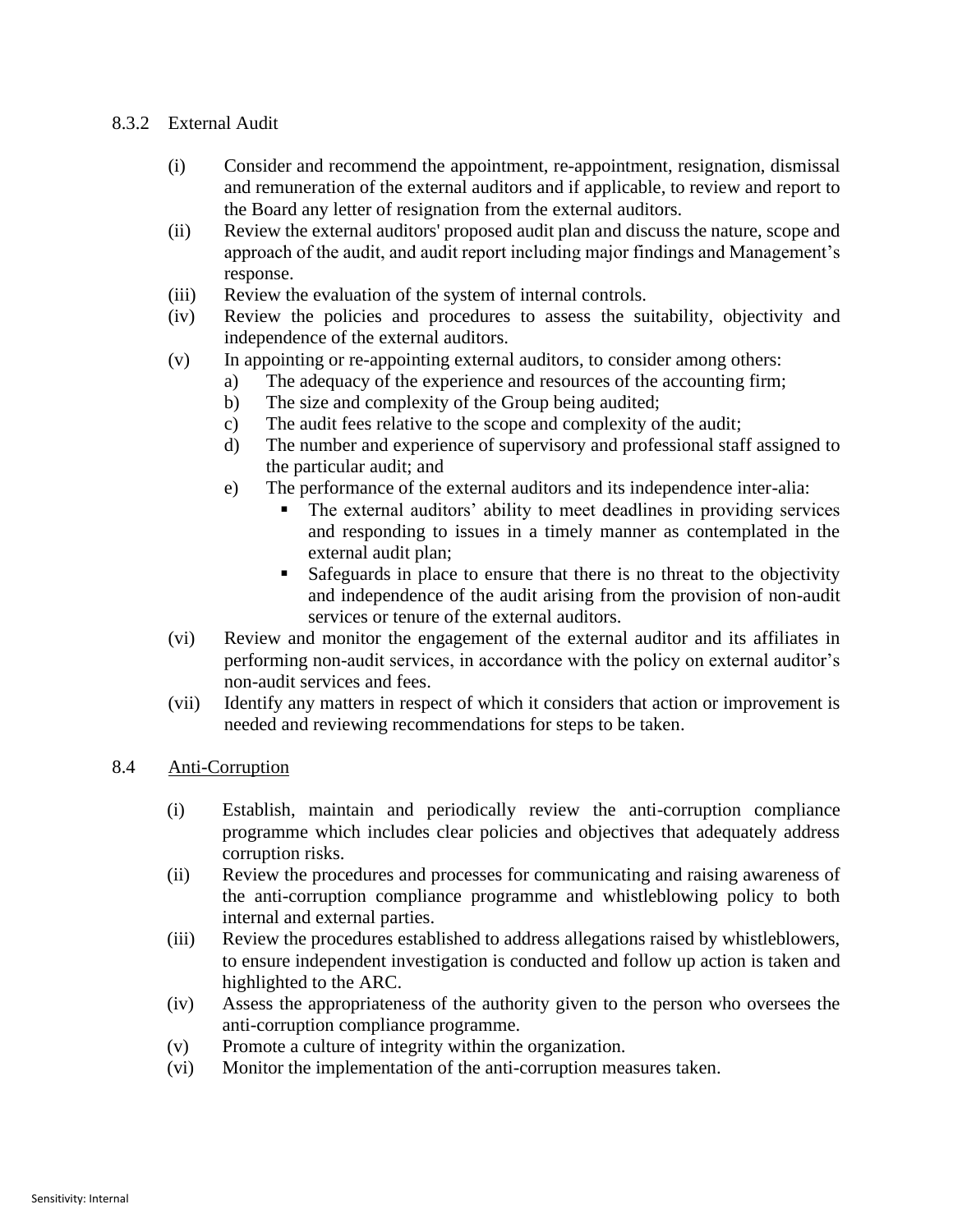8.3.2 External Audit

(i) Consider and recommend the appointment, re-appointment, resignation, dismissal and remuneration of the external auditors and if applicable, to review and report to the Board any letter of resignation from the external auditors.

(ii) Review the external auditors' proposed audit plan and discuss the nature, scope and approach of the audit, and audit report including major findings and Management's response.

(iii) Review the evaluation of the system of internal controls.

(iv) Review the policies and procedures to assess the suitability, objectivity and independence of the external auditors.

(v) In appointing or re-appointing external auditors, to consider among others:

  a) The adequacy of the experience and resources of the accounting firm;
  b) The size and complexity of the Group being audited;
  c) The audit fees relative to the scope and complexity of the audit;
  d) The number and experience of supervisory and professional staff assigned to the particular audit; and
  e) The performance of the external auditors and its independence inter-alia:
     - The external auditors' ability to meet deadlines in providing services and responding to issues in a timely manner as contemplated in the external audit plan;
     - Safeguards in place to ensure that there is no threat to the objectivity and independence of the audit arising from the provision of non-audit services or tenure of the external auditors.

(vi) Review and monitor the engagement of the external auditor and its affiliates in performing non-audit services, in accordance with the policy on external auditor's non-audit services and fees.

(vii) Identify any matters in respect of which it considers that action or improvement is needed and reviewing recommendations for steps to be taken.

8.4 Anti-Corruption

(i) Establish, maintain and periodically review the anti-corruption compliance programme which includes clear policies and objectives that adequately address corruption risks.

(ii) Review the procedures and processes for communicating and raising awareness of the anti-corruption compliance programme and whistleblowing policy to both internal and external parties.

(iii) Review the procedures established to address allegations raised by whistleblowers, to ensure independent investigation is conducted and follow up action is taken and highlighted to the ARC.

(iv) Assess the appropriateness of the authority given to the person who oversees the anti-corruption compliance programme.

(v) Promote a culture of integrity within the organization.

(vi) Monitor the implementation of the anti-corruption measures taken.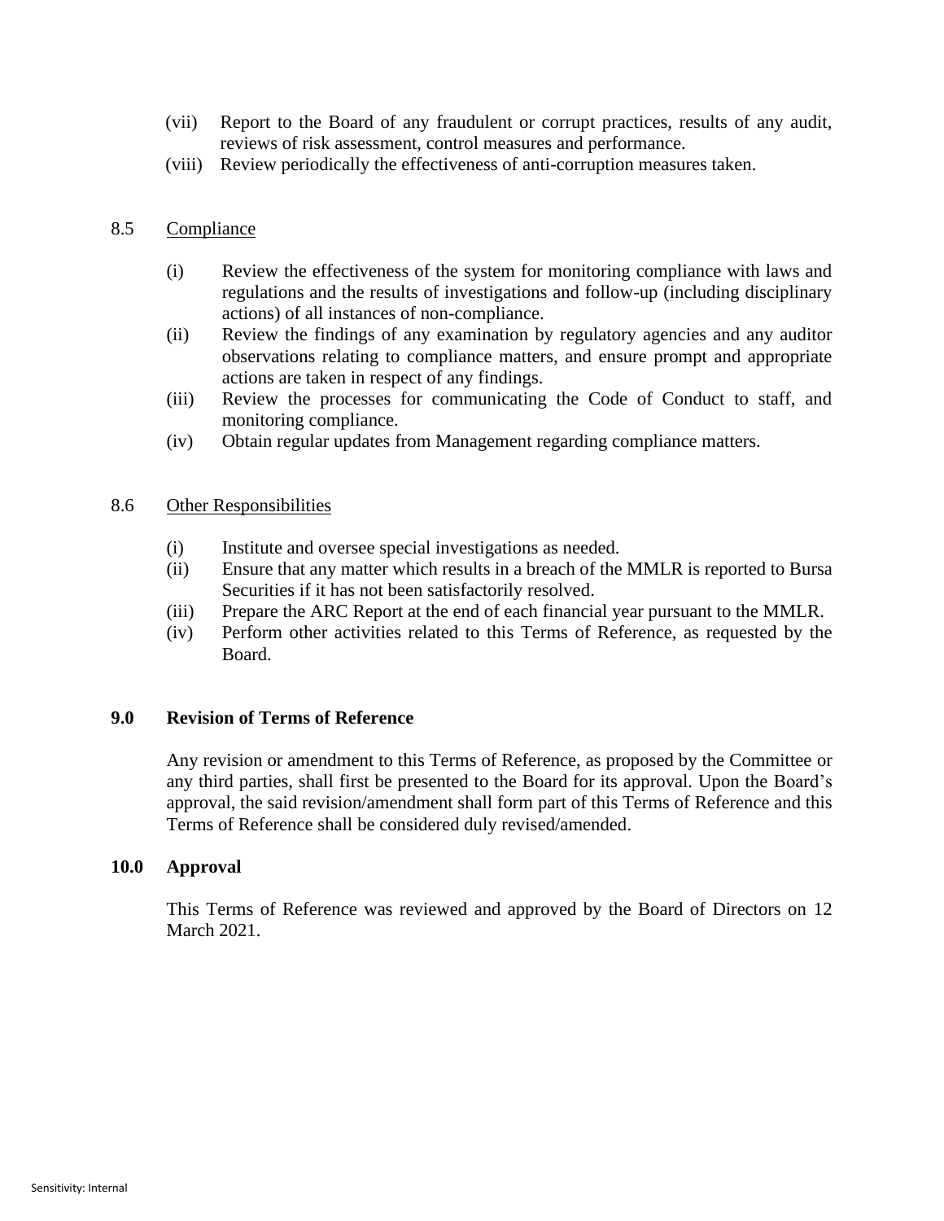(vii) Report to the Board of any fraudulent or corrupt practices, results of any audit, reviews of risk assessment, control measures and performance.

(viii) Review periodically the effectiveness of anti-corruption measures taken.

8.5 Compliance

(i) Review the effectiveness of the system for monitoring compliance with laws and regulations and the results of investigations and follow-up (including disciplinary actions) of all instances of non-compliance.

(ii) Review the findings of any examination by regulatory agencies and any auditor observations relating to compliance matters, and ensure prompt and appropriate actions are taken in respect of any findings.

(iii) Review the processes for communicating the Code of Conduct to staff, and monitoring compliance.

(iv) Obtain regular updates from Management regarding compliance matters.

8.6 Other Responsibilities

(i) Institute and oversee special investigations as needed.

(ii) Ensure that any matter which results in a breach of the MMLR is reported to Bursa Securities if it has not been satisfactorily resolved.

(iii) Prepare the ARC Report at the end of each financial year pursuant to the MMLR.

(iv) Perform other activities related to this Terms of Reference, as requested by the Board.

## 9.0 Revision of Terms of Reference

Any revision or amendment to this Terms of Reference, as proposed by the Committee or any third parties, shall first be presented to the Board for its approval. Upon the Board's approval, the said revision/amendment shall form part of this Terms of Reference and this Terms of Reference shall be considered duly revised/amended.

## 10.0 Approval

This Terms of Reference was reviewed and approved by the Board of Directors on 12 March 2021.